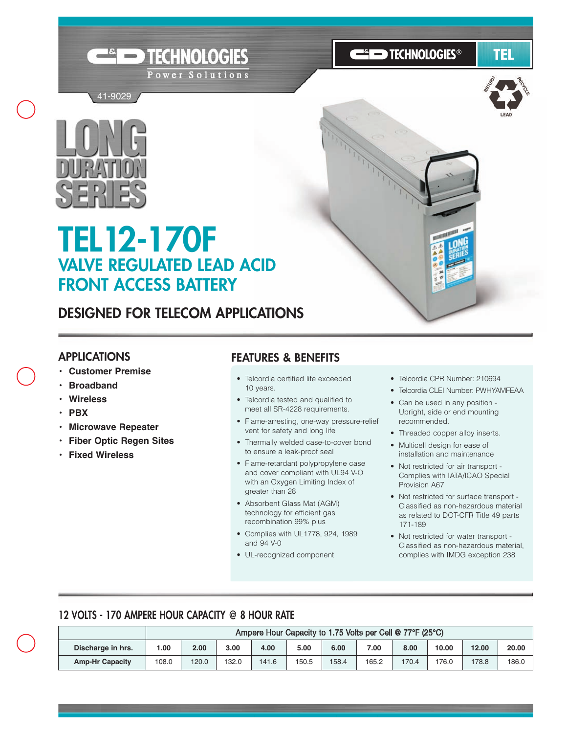C&D TECHNOLOGIES
Power Solutions

41-9029

C&D TECHNOLOGIES® TEL

# LONG DURATION SERIES

# TEL12-170F

## VALVE REGULATED LEAD ACID FRONT ACCESS BATTERY

## DESIGNED FOR TELECOM APPLICATIONS

### APPLICATIONS

- **Customer Premise**
- **Broadband**
- **Wireless**
- **PBX**
- **Microwave Repeater**
- **Fiber Optic Regen Sites**
- **Fixed Wireless**

### FEATURES & BENEFITS

- Telcordia certified life exceeded 10 years.
- Telcordia tested and qualified to meet all SR-4228 requirements.
- Flame-arresting, one-way pressure-relief vent for safety and long life
- Thermally welded case-to-cover bond to ensure a leak-proof seal
- Flame-retardant polypropylene case and cover compliant with UL94 V-O with an Oxygen Limiting Index of greater than 28
- Absorbent Glass Mat (AGM) technology for efficient gas recombination 99% plus
- Complies with UL1778, 924, 1989 and 94 V-0
- UL-recognized component
- Telcordia CPR Number: 210694
- Telcordia CLEI Number: PWHYAMFEAA
- Can be used in any position - Upright, side or end mounting recommended.
- Threaded copper alloy inserts.
- Multicell design for ease of installation and maintenance
- Not restricted for air transport - Complies with IATA/ICAO Special Provision A67
- Not restricted for surface transport - Classified as non-hazardous material as related to DOT-CFR Title 49 parts 171-189
- Not restricted for water transport - Classified as non-hazardous material, complies with IMDG exception 238

### 12 VOLTS - 170 AMPERE HOUR CAPACITY @ 8 HOUR RATE

| | Ampere Hour Capacity to 1.75 Volts per Cell @ 77°F (25°C) | | | | | | | | | | |
|---|---|---|---|---|---|---|---|---|---|---|---|
| **Discharge in hrs.** | 1.00 | 2.00 | 3.00 | 4.00 | 5.00 | 6.00 | 7.00 | 8.00 | 10.00 | 12.00 | 20.00 |
| **Amp-Hr Capacity** | 108.0 | 120.0 | 132.0 | 141.6 | 150.5 | 158.4 | 165.2 | 170.4 | 176.0 | 178.8 | 186.0 |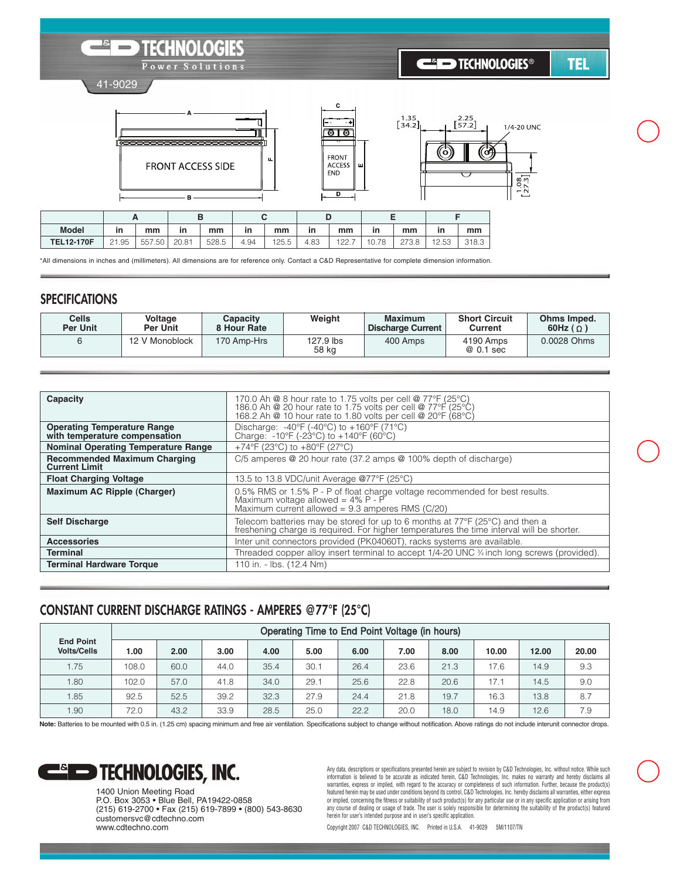41-9029

TEL

FRONT ACCESS SIDE

FRONT ACCESS END

1.35 [34.2]

2.25 [57.2]

1/4-20 UNC

1.08 [27.3]

| | A | | B | | C | | D | | E | | F | |
|---|---|---|---|---|---|---|---|---|---|---|---|---|
| Model | in | mm | in | mm | in | mm | in | mm | in | mm | in | mm |
| TEL12-170F | 21.95 | 557.50 | 20.81 | 528.5 | 4.94 | 125.5 | 4.83 | 122.7 | 10.78 | 273.8 | 12.53 | 318.3 |

*All dimensions in inches and (millimeters). All dimensions are for reference only. Contact a C&D Representative for complete dimension information.

## SPECIFICATIONS

| Cells Per Unit | Voltage Per Unit | Capacity 8 Hour Rate | Weight | Maximum Discharge Current | Short Circuit Current | Ohms Imped. 60Hz ( Ω ) |
|---|---|---|---|---|---|---|
| 6 | 12 V Monoblock | 170 Amp-Hrs | 127.9 lbs 58 kg | 400 Amps | 4190 Amps @ 0.1 sec | 0.0028 Ohms |

| | |
|---|---|
| **Capacity** | 170.0 Ah @ 8 hour rate to 1.75 volts per cell @ 77°F (25°C)<br>186.0 Ah @ 20 hour rate to 1.75 volts per cell @ 77°F (25°C)<br>168.2 Ah @ 10 hour rate to 1.80 volts per cell @ 20°F (68°C) |
| **Operating Temperature Range with temperature compensation** | Discharge: -40°F (-40°C) to +160°F (71°C)<br>Charge: -10°F (-23°C) to +140°F (60°C) |
| **Nominal Operating Temperature Range** | +74°F (23°C) to +80°F (27°C) |
| **Recommended Maximum Charging Current Limit** | C/5 amperes @ 20 hour rate (37.2 amps @ 100% depth of discharge) |
| **Float Charging Voltage** | 13.5 to 13.8 VDC/unit Average @77°F (25°C) |
| **Maximum AC Ripple (Charger)** | 0.5% RMS or 1.5% P - P of float charge voltage recommended for best results.<br>Maximum voltage allowed = 4% P - P<br>Maximum current allowed = 9.3 amperes RMS (C/20) |
| **Self Discharge** | Telecom batteries may be stored for up to 6 months at 77°F (25°C) and then a freshening charge is required. For higher temperatures the time interval will be shorter. |
| **Accessories** | Inter unit connectors provided (PK04060T), racks systems are available. |
| **Terminal** | Threaded copper alloy insert terminal to accept 1/4-20 UNC ¾ inch long screws (provided). |
| **Terminal Hardware Torque** | 110 in. - lbs. (12.4 Nm) |

## CONSTANT CURRENT DISCHARGE RATINGS - AMPERES @77°F (25°C)

| End Point Volts/Cells | Operating Time to End Point Voltage (in hours) | | | | | | | | | | |
|---|---|---|---|---|---|---|---|---|---|---|---|
| | 1.00 | 2.00 | 3.00 | 4.00 | 5.00 | 6.00 | 7.00 | 8.00 | 10.00 | 12.00 | 20.00 |
| 1.75 | 108.0 | 60.0 | 44.0 | 35.4 | 30.1 | 26.4 | 23.6 | 21.3 | 17.6 | 14.9 | 9.3 |
| 1.80 | 102.0 | 57.0 | 41.8 | 34.0 | 29.1 | 25.6 | 22.8 | 20.6 | 17.1 | 14.5 | 9.0 |
| 1.85 | 92.5 | 52.5 | 39.2 | 32.3 | 27.9 | 24.4 | 21.8 | 19.7 | 16.3 | 13.8 | 8.7 |
| 1.90 | 72.0 | 43.2 | 33.9 | 28.5 | 25.0 | 22.2 | 20.0 | 18.0 | 14.9 | 12.6 | 7.9 |

**Note:** Batteries to be mounted with 0.5 in. (1.25 cm) spacing minimum and free air ventilation. Specifications subject to change without notification. Above ratings do not include interunit connector drops.

**C&D TECHNOLOGIES, INC.**

1400 Union Meeting Road
P.O. Box 3053 • Blue Bell, PA19422-0858
(215) 619-2700 • Fax (215) 619-7899 • (800) 543-8630
customersvc@cdtechno.com
www.cdtechno.com

Any data, descriptions or specifications presented herein are subject to revision by C&D Technologies, Inc. without notice. While such information is believed to be accurate as indicated herein, C&D Technologies, Inc. makes no warranty and hereby disclaims all warranties, express or implied, with regard to the accuracy or completeness of such information. Further, because the product(s) featured herein may be used under conditions beyond its control, C&D Technologies, Inc. hereby disclaims all warranties, either express or implied, concerning the fitness or suitability of such product(s) for any particular use or in any specific application or arising from any course of dealing or usage of trade. The user is solely responsible for determining the suitability of the product(s) featured herein for user's intended purpose and in user's specific application.

Copyright 2007 C&D TECHNOLOGIES, INC. Printed in U.S.A. 41-9029 5M/1107/TN